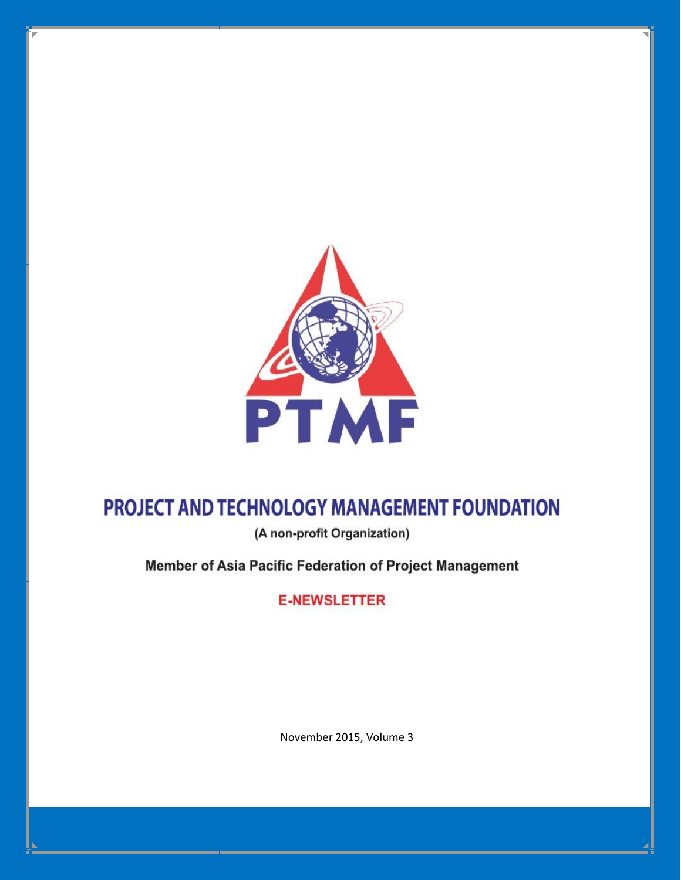PTMF

# PROJECT AND TECHNOLOGY MANAGEMENT FOUNDATION

(A non-profit Organization)

**Member of Asia Pacific Federation of Project Management**

**E-NEWSLETTER**

November 2015, Volume 3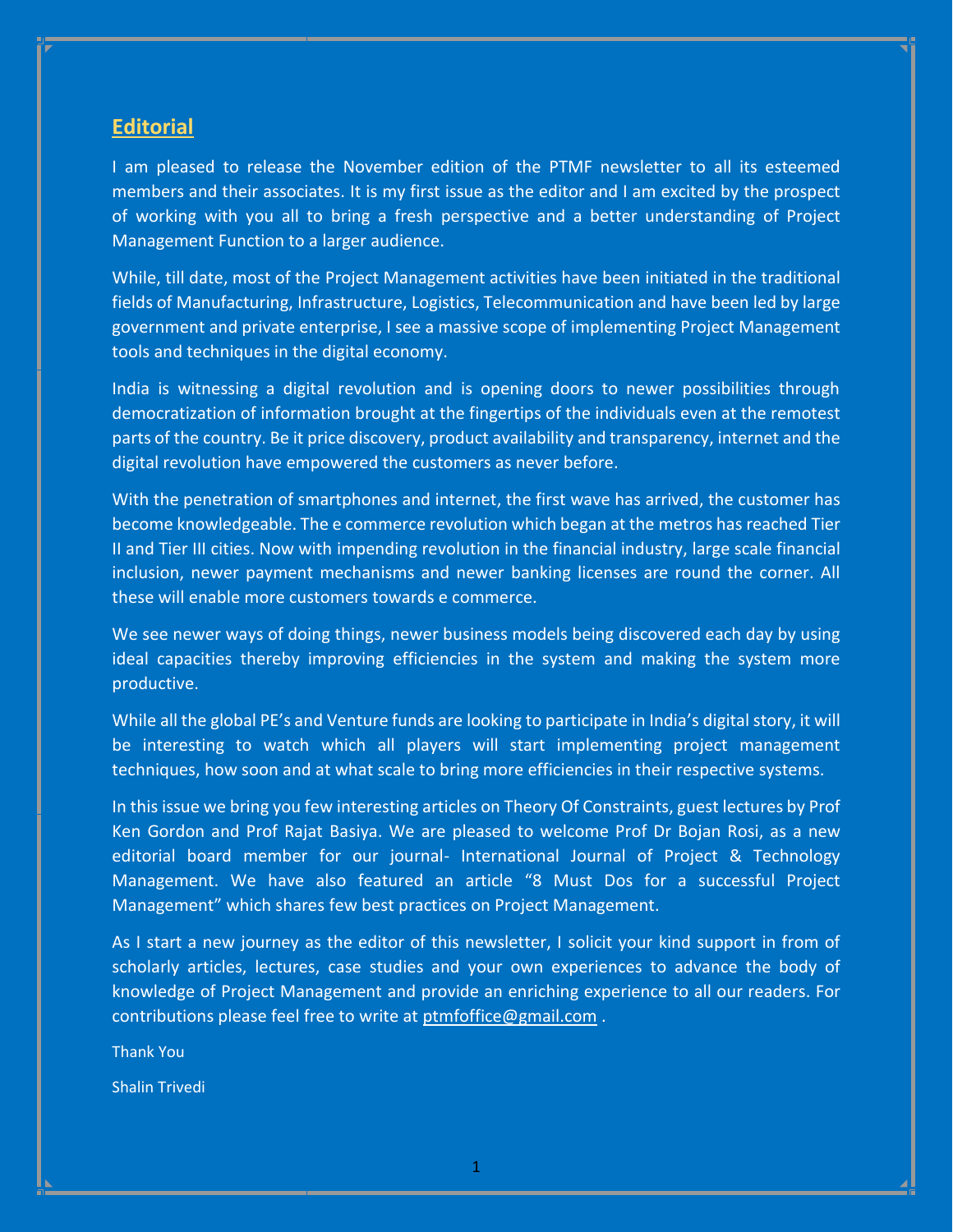## Editorial

I am pleased to release the November edition of the PTMF newsletter to all its esteemed members and their associates. It is my first issue as the editor and I am excited by the prospect of working with you all to bring a fresh perspective and a better understanding of Project Management Function to a larger audience.

While, till date, most of the Project Management activities have been initiated in the traditional fields of Manufacturing, Infrastructure, Logistics, Telecommunication and have been led by large government and private enterprise, I see a massive scope of implementing Project Management tools and techniques in the digital economy.

India is witnessing a digital revolution and is opening doors to newer possibilities through democratization of information brought at the fingertips of the individuals even at the remotest parts of the country. Be it price discovery, product availability and transparency, internet and the digital revolution have empowered the customers as never before.

With the penetration of smartphones and internet, the first wave has arrived, the customer has become knowledgeable. The e commerce revolution which began at the metros has reached Tier II and Tier III cities. Now with impending revolution in the financial industry, large scale financial inclusion, newer payment mechanisms and newer banking licenses are round the corner. All these will enable more customers towards e commerce.

We see newer ways of doing things, newer business models being discovered each day by using ideal capacities thereby improving efficiencies in the system and making the system more productive.

While all the global PE's and Venture funds are looking to participate in India's digital story, it will be interesting to watch which all players will start implementing project management techniques, how soon and at what scale to bring more efficiencies in their respective systems.

In this issue we bring you few interesting articles on Theory Of Constraints, guest lectures by Prof Ken Gordon and Prof Rajat Basiya. We are pleased to welcome Prof Dr Bojan Rosi, as a new editorial board member for our journal- International Journal of Project & Technology Management. We have also featured an article "8 Must Dos for a successful Project Management" which shares few best practices on Project Management.

As I start a new journey as the editor of this newsletter, I solicit your kind support in from of scholarly articles, lectures, case studies and your own experiences to advance the body of knowledge of Project Management and provide an enriching experience to all our readers. For contributions please feel free to write at ptmfoffice@gmail.com .

Thank You

Shalin Trivedi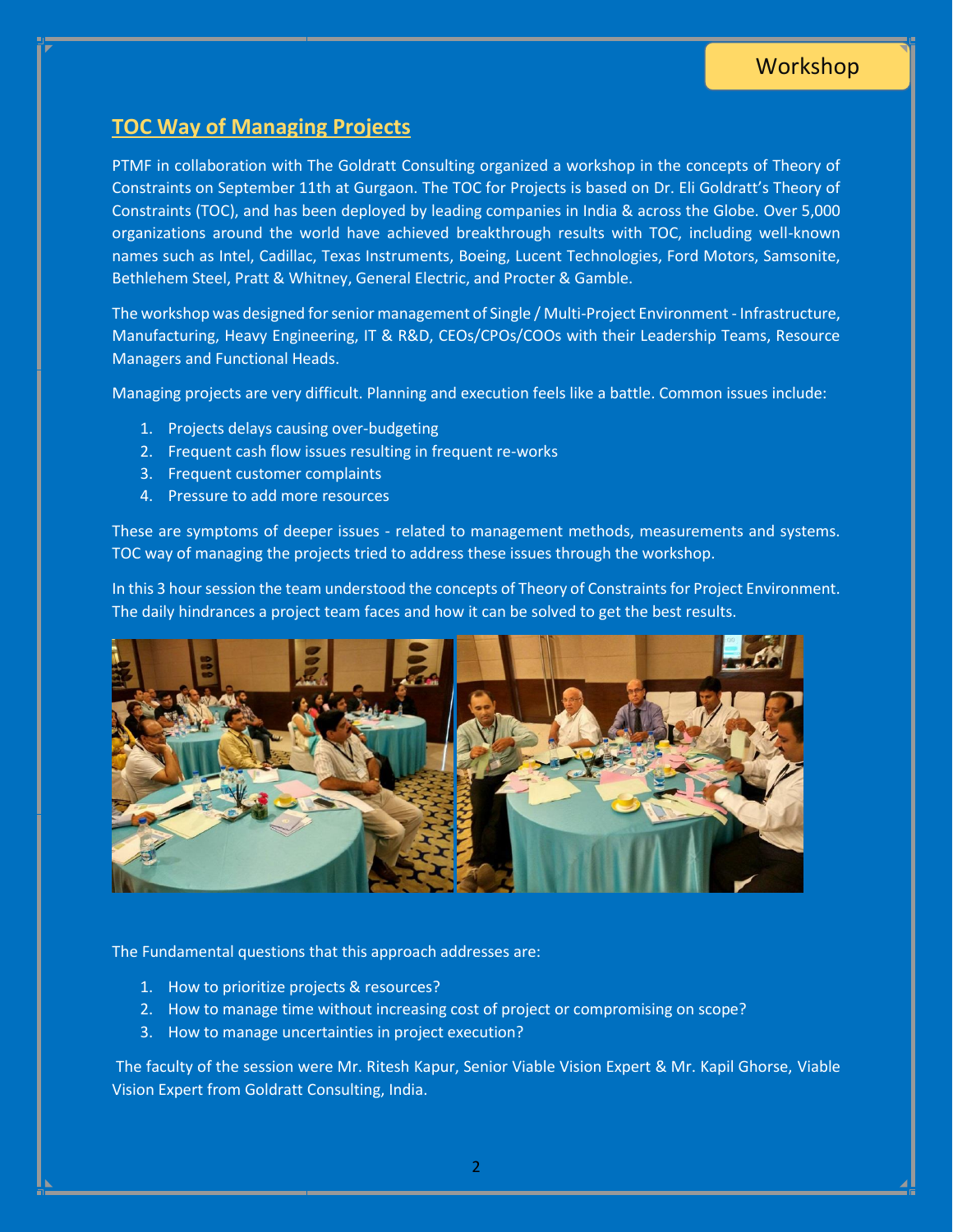Workshop

## TOC Way of Managing Projects

PTMF in collaboration with The Goldratt Consulting organized a workshop in the concepts of Theory of Constraints on September 11th at Gurgaon. The TOC for Projects is based on Dr. Eli Goldratt's Theory of Constraints (TOC), and has been deployed by leading companies in India & across the Globe. Over 5,000 organizations around the world have achieved breakthrough results with TOC, including well-known names such as Intel, Cadillac, Texas Instruments, Boeing, Lucent Technologies, Ford Motors, Samsonite, Bethlehem Steel, Pratt & Whitney, General Electric, and Procter & Gamble.

The workshop was designed for senior management of Single / Multi-Project Environment - Infrastructure, Manufacturing, Heavy Engineering, IT & R&D, CEOs/CPOs/COOs with their Leadership Teams, Resource Managers and Functional Heads.

Managing projects are very difficult. Planning and execution feels like a battle. Common issues include:

1. Projects delays causing over-budgeting
2. Frequent cash flow issues resulting in frequent re-works
3. Frequent customer complaints
4. Pressure to add more resources

These are symptoms of deeper issues - related to management methods, measurements and systems. TOC way of managing the projects tried to address these issues through the workshop.

In this 3 hour session the team understood the concepts of Theory of Constraints for Project Environment. The daily hindrances a project team faces and how it can be solved to get the best results.

The Fundamental questions that this approach addresses are:

1. How to prioritize projects & resources?
2. How to manage time without increasing cost of project or compromising on scope?
3. How to manage uncertainties in project execution?

The faculty of the session were Mr. Ritesh Kapur, Senior Viable Vision Expert & Mr. Kapil Ghorse, Viable Vision Expert from Goldratt Consulting, India.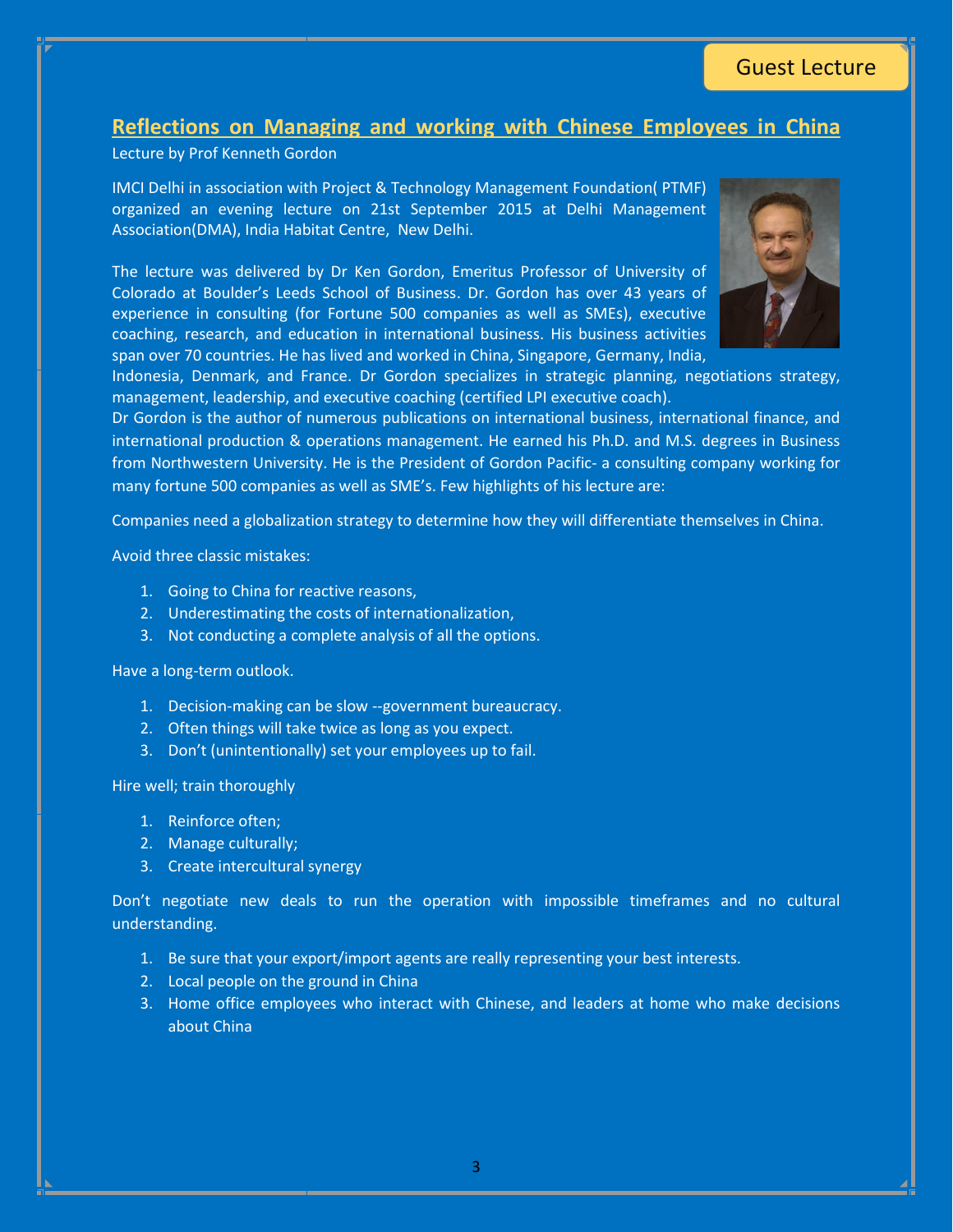Guest Lecture

## Reflections on Managing and working with Chinese Employees in China

Lecture by Prof Kenneth Gordon

IMCI Delhi in association with Project & Technology Management Foundation( PTMF) organized an evening lecture on 21st September 2015 at Delhi Management Association(DMA), India Habitat Centre, New Delhi.

The lecture was delivered by Dr Ken Gordon, Emeritus Professor of University of Colorado at Boulder's Leeds School of Business. Dr. Gordon has over 43 years of experience in consulting (for Fortune 500 companies as well as SMEs), executive coaching, research, and education in international business. His business activities span over 70 countries. He has lived and worked in China, Singapore, Germany, India, Indonesia, Denmark, and France. Dr Gordon specializes in strategic planning, negotiations strategy, management, leadership, and executive coaching (certified LPI executive coach).

Dr Gordon is the author of numerous publications on international business, international finance, and international production & operations management. He earned his Ph.D. and M.S. degrees in Business from Northwestern University. He is the President of Gordon Pacific- a consulting company working for many fortune 500 companies as well as SME's. Few highlights of his lecture are:

Companies need a globalization strategy to determine how they will differentiate themselves in China.

Avoid three classic mistakes:

1. Going to China for reactive reasons,
2. Underestimating the costs of internationalization,
3. Not conducting a complete analysis of all the options.

Have a long-term outlook.

1. Decision-making can be slow --government bureaucracy.
2. Often things will take twice as long as you expect.
3. Don't (unintentionally) set your employees up to fail.

Hire well; train thoroughly

1. Reinforce often;
2. Manage culturally;
3. Create intercultural synergy

Don't negotiate new deals to run the operation with impossible timeframes and no cultural understanding.

1. Be sure that your export/import agents are really representing your best interests.
2. Local people on the ground in China
3. Home office employees who interact with Chinese, and leaders at home who make decisions about China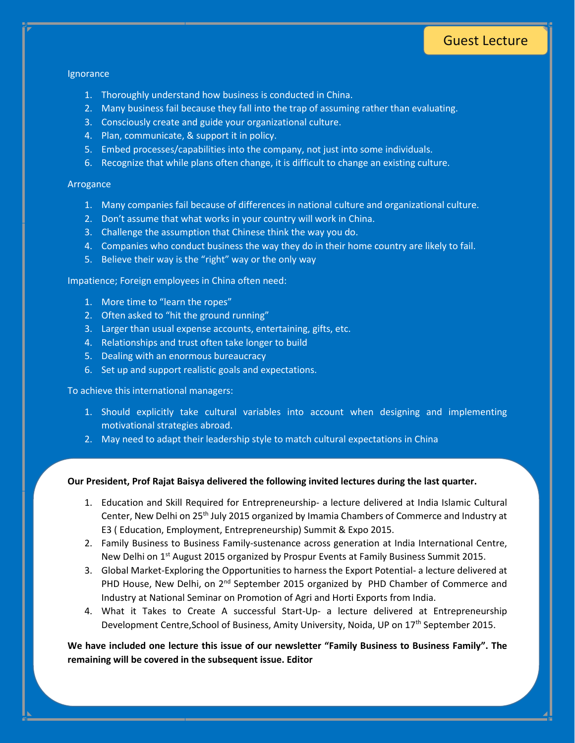Guest Lecture

Ignorance

1. Thoroughly understand how business is conducted in China.
2. Many business fail because they fall into the trap of assuming rather than evaluating.
3. Consciously create and guide your organizational culture.
4. Plan, communicate, & support it in policy.
5. Embed processes/capabilities into the company, not just into some individuals.
6. Recognize that while plans often change, it is difficult to change an existing culture.

Arrogance

1. Many companies fail because of differences in national culture and organizational culture.
2. Don't assume that what works in your country will work in China.
3. Challenge the assumption that Chinese think the way you do.
4. Companies who conduct business the way they do in their home country are likely to fail.
5. Believe their way is the "right" way or the only way

Impatience; Foreign employees in China often need:

1. More time to "learn the ropes"
2. Often asked to "hit the ground running"
3. Larger than usual expense accounts, entertaining, gifts, etc.
4. Relationships and trust often take longer to build
5. Dealing with an enormous bureaucracy
6. Set up and support realistic goals and expectations.

To achieve this international managers:

1. Should explicitly take cultural variables into account when designing and implementing motivational strategies abroad.
2. May need to adapt their leadership style to match cultural expectations in China

**Our President, Prof Rajat Baisya delivered the following invited lectures during the last quarter.**

1. Education and Skill Required for Entrepreneurship- a lecture delivered at India Islamic Cultural Center, New Delhi on 25th July 2015 organized by Imamia Chambers of Commerce and Industry at E3 ( Education, Employment, Entrepreneurship) Summit & Expo 2015.
2. Family Business to Business Family-sustenance across generation at India International Centre, New Delhi on 1st August 2015 organized by Prospur Events at Family Business Summit 2015.
3. Global Market-Exploring the Opportunities to harness the Export Potential- a lecture delivered at PHD House, New Delhi, on 2nd September 2015 organized by PHD Chamber of Commerce and Industry at National Seminar on Promotion of Agri and Horti Exports from India.
4. What it Takes to Create A successful Start-Up- a lecture delivered at Entrepreneurship Development Centre,School of Business, Amity University, Noida, UP on 17th September 2015.

**We have included one lecture this issue of our newsletter "Family Business to Business Family". The remaining will be covered in the subsequent issue. Editor**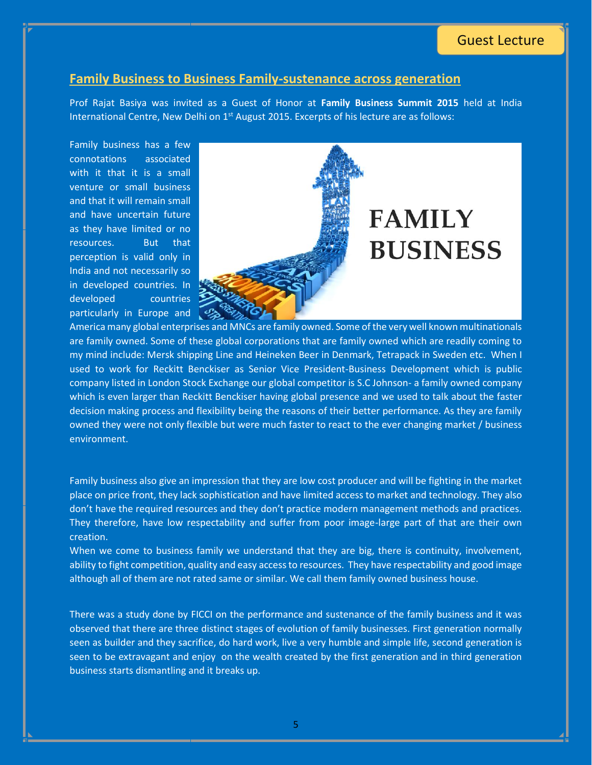Guest Lecture

## Family Business to Business Family-sustenance across generation

Prof Rajat Basiya was invited as a Guest of Honor at **Family Business Summit 2015** held at India International Centre, New Delhi on 1st August 2015. Excerpts of his lecture are as follows:

Family business has a few connotations associated with it that it is a small venture or small business and that it will remain small and have uncertain future as they have limited or no resources. But that perception is valid only in India and not necessarily so in developed countries. In developed countries particularly in Europe and America many global enterprises and MNCs are family owned. Some of the very well known multinationals are family owned. Some of these global corporations that are family owned which are readily coming to my mind include: Mersk shipping Line and Heineken Beer in Denmark, Tetrapack in Sweden etc. When I used to work for Reckitt Benckiser as Senior Vice President-Business Development which is public company listed in London Stock Exchange our global competitor is S.C Johnson- a family owned company which is even larger than Reckitt Benckiser having global presence and we used to talk about the faster decision making process and flexibility being the reasons of their better performance. As they are family owned they were not only flexible but were much faster to react to the ever changing market / business environment.

Family business also give an impression that they are low cost producer and will be fighting in the market place on price front, they lack sophistication and have limited access to market and technology. They also don't have the required resources and they don't practice modern management methods and practices. They therefore, have low respectability and suffer from poor image-large part of that are their own creation.

When we come to business family we understand that they are big, there is continuity, involvement, ability to fight competition, quality and easy access to resources. They have respectability and good image although all of them are not rated same or similar. We call them family owned business house.

There was a study done by FICCI on the performance and sustenance of the family business and it was observed that there are three distinct stages of evolution of family businesses. First generation normally seen as builder and they sacrifice, do hard work, live a very humble and simple life, second generation is seen to be extravagant and enjoy on the wealth created by the first generation and in third generation business starts dismantling and it breaks up.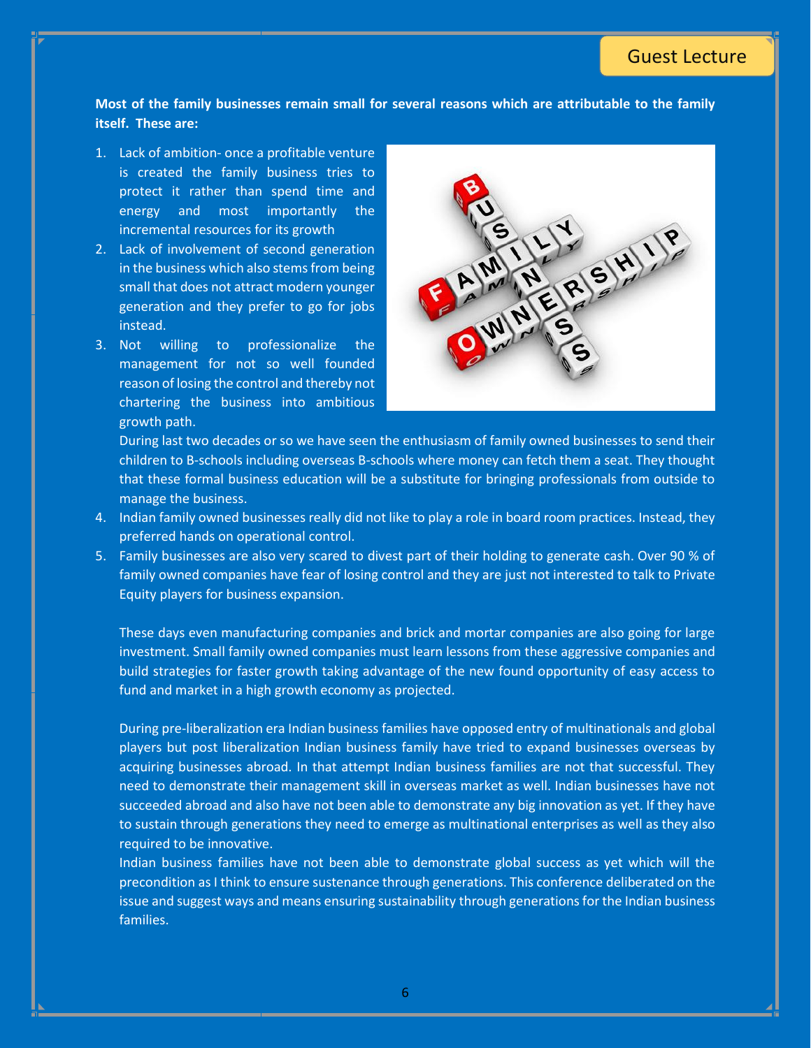Guest Lecture

**Most of the family businesses remain small for several reasons which are attributable to the family itself. These are:**

1. Lack of ambition- once a profitable venture is created the family business tries to protect it rather than spend time and energy and most importantly the incremental resources for its growth
2. Lack of involvement of second generation in the business which also stems from being small that does not attract modern younger generation and they prefer to go for jobs instead.
3. Not willing to professionalize the management for not so well founded reason of losing the control and thereby not chartering the business into ambitious growth path.

   During last two decades or so we have seen the enthusiasm of family owned businesses to send their children to B-schools including overseas B-schools where money can fetch them a seat. They thought that these formal business education will be a substitute for bringing professionals from outside to manage the business.
4. Indian family owned businesses really did not like to play a role in board room practices. Instead, they preferred hands on operational control.
5. Family businesses are also very scared to divest part of their holding to generate cash. Over 90 % of family owned companies have fear of losing control and they are just not interested to talk to Private Equity players for business expansion.

These days even manufacturing companies and brick and mortar companies are also going for large investment. Small family owned companies must learn lessons from these aggressive companies and build strategies for faster growth taking advantage of the new found opportunity of easy access to fund and market in a high growth economy as projected.

During pre-liberalization era Indian business families have opposed entry of multinationals and global players but post liberalization Indian business family have tried to expand businesses overseas by acquiring businesses abroad. In that attempt Indian business families are not that successful. They need to demonstrate their management skill in overseas market as well. Indian businesses have not succeeded abroad and also have not been able to demonstrate any big innovation as yet. If they have to sustain through generations they need to emerge as multinational enterprises as well as they also required to be innovative.

Indian business families have not been able to demonstrate global success as yet which will the precondition as I think to ensure sustenance through generations. This conference deliberated on the issue and suggest ways and means ensuring sustainability through generations for the Indian business families.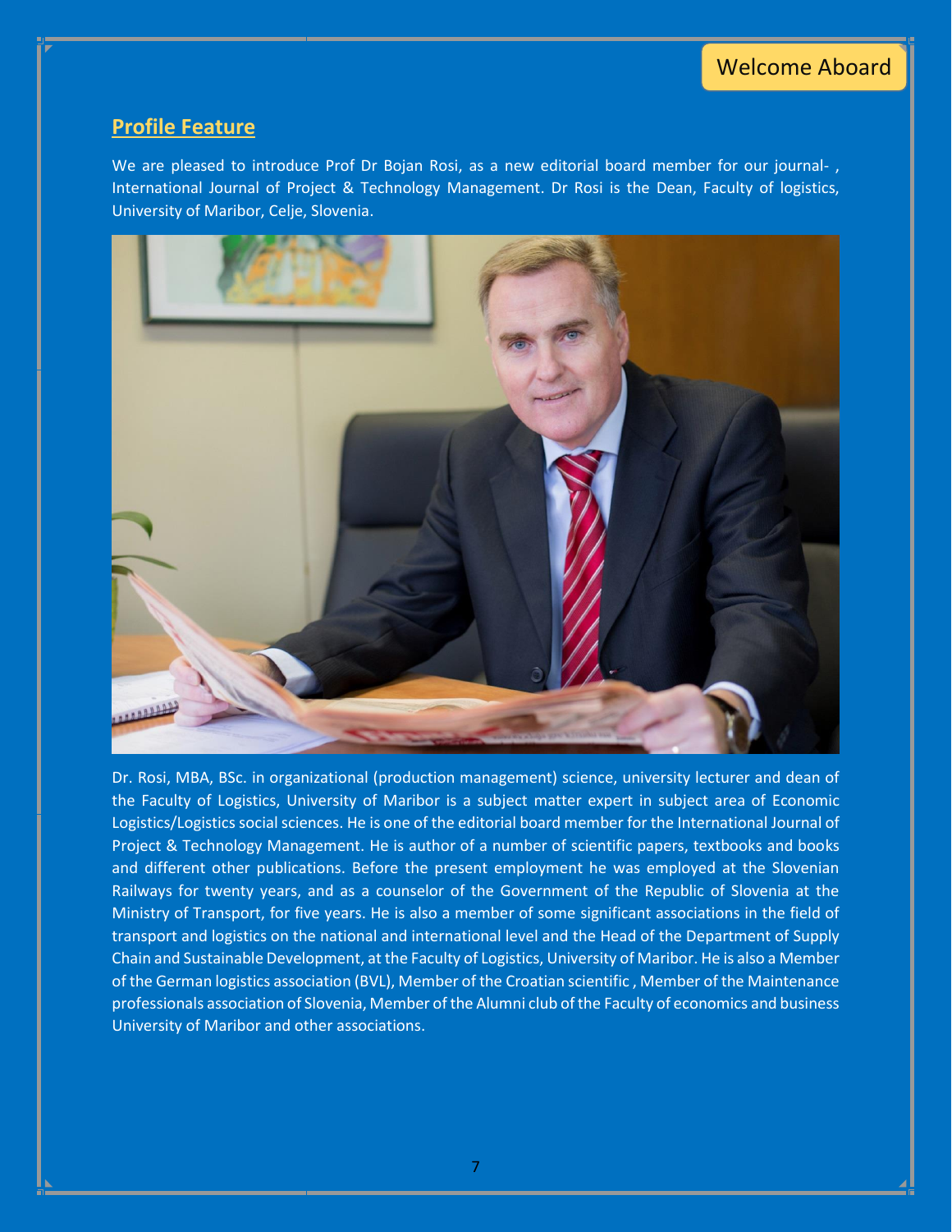Welcome Aboard

## Profile Feature

We are pleased to introduce Prof Dr Bojan Rosi, as a new editorial board member for our journal- , International Journal of Project & Technology Management. Dr Rosi is the Dean, Faculty of logistics, University of Maribor, Celje, Slovenia.

Dr. Rosi, MBA, BSc. in organizational (production management) science, university lecturer and dean of the Faculty of Logistics, University of Maribor is a subject matter expert in subject area of Economic Logistics/Logistics social sciences. He is one of the editorial board member for the International Journal of Project & Technology Management. He is author of a number of scientific papers, textbooks and books and different other publications. Before the present employment he was employed at the Slovenian Railways for twenty years, and as a counselor of the Government of the Republic of Slovenia at the Ministry of Transport, for five years. He is also a member of some significant associations in the field of transport and logistics on the national and international level and the Head of the Department of Supply Chain and Sustainable Development, at the Faculty of Logistics, University of Maribor. He is also a Member of the German logistics association (BVL), Member of the Croatian scientific , Member of the Maintenance professionals association of Slovenia, Member of the Alumni club of the Faculty of economics and business University of Maribor and other associations.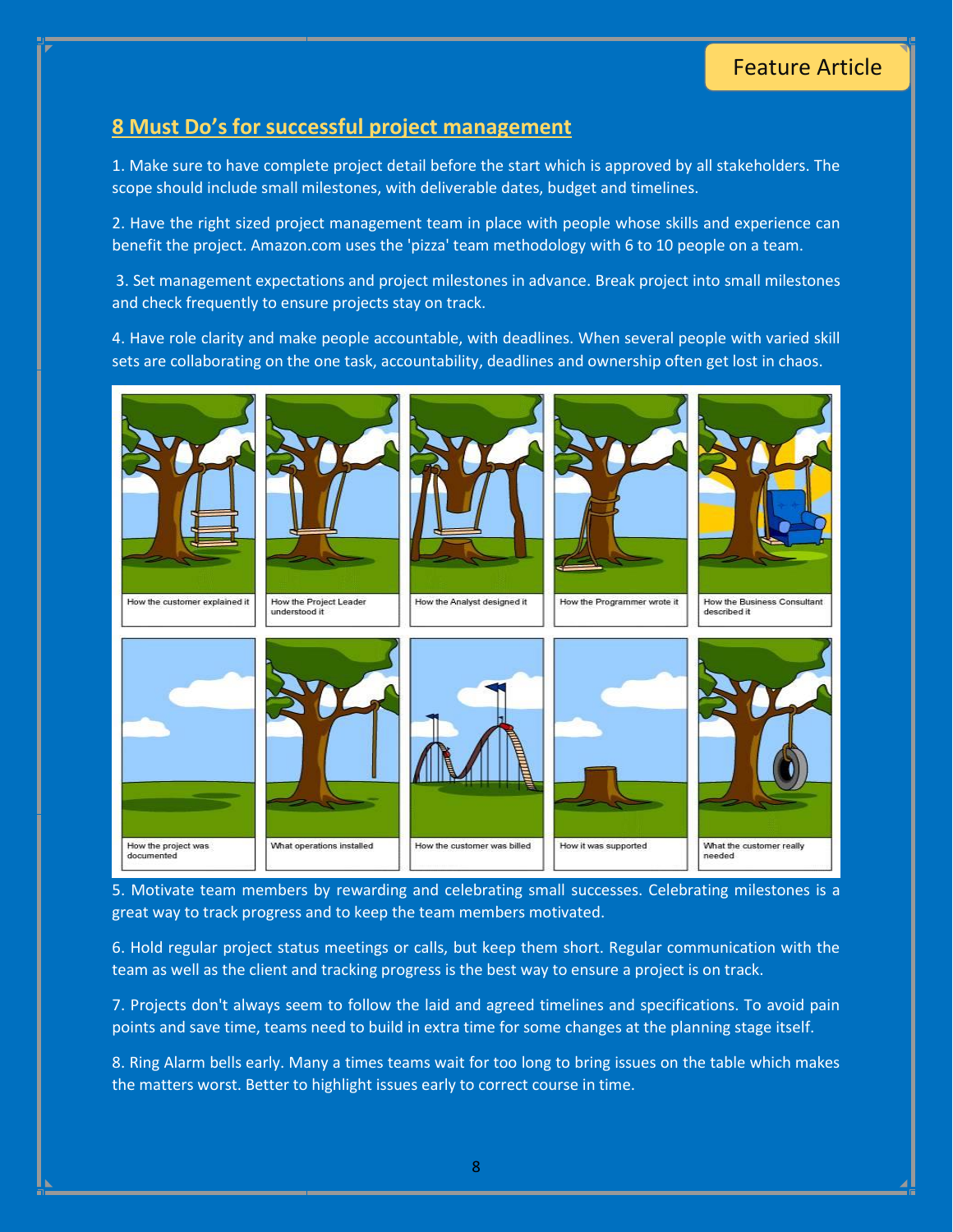Feature Article

## 8 Must Do's for successful project management

1. Make sure to have complete project detail before the start which is approved by all stakeholders. The scope should include small milestones, with deliverable dates, budget and timelines.

2. Have the right sized project management team in place with people whose skills and experience can benefit the project. Amazon.com uses the 'pizza' team methodology with 6 to 10 people on a team.

3. Set management expectations and project milestones in advance. Break project into small milestones and check frequently to ensure projects stay on track.

4. Have role clarity and make people accountable, with deadlines. When several people with varied skill sets are collaborating on the one task, accountability, deadlines and ownership often get lost in chaos.

5. Motivate team members by rewarding and celebrating small successes. Celebrating milestones is a great way to track progress and to keep the team members motivated.

6. Hold regular project status meetings or calls, but keep them short. Regular communication with the team as well as the client and tracking progress is the best way to ensure a project is on track.

7. Projects don't always seem to follow the laid and agreed timelines and specifications. To avoid pain points and save time, teams need to build in extra time for some changes at the planning stage itself.

8. Ring Alarm bells early. Many a times teams wait for too long to bring issues on the table which makes the matters worst. Better to highlight issues early to correct course in time.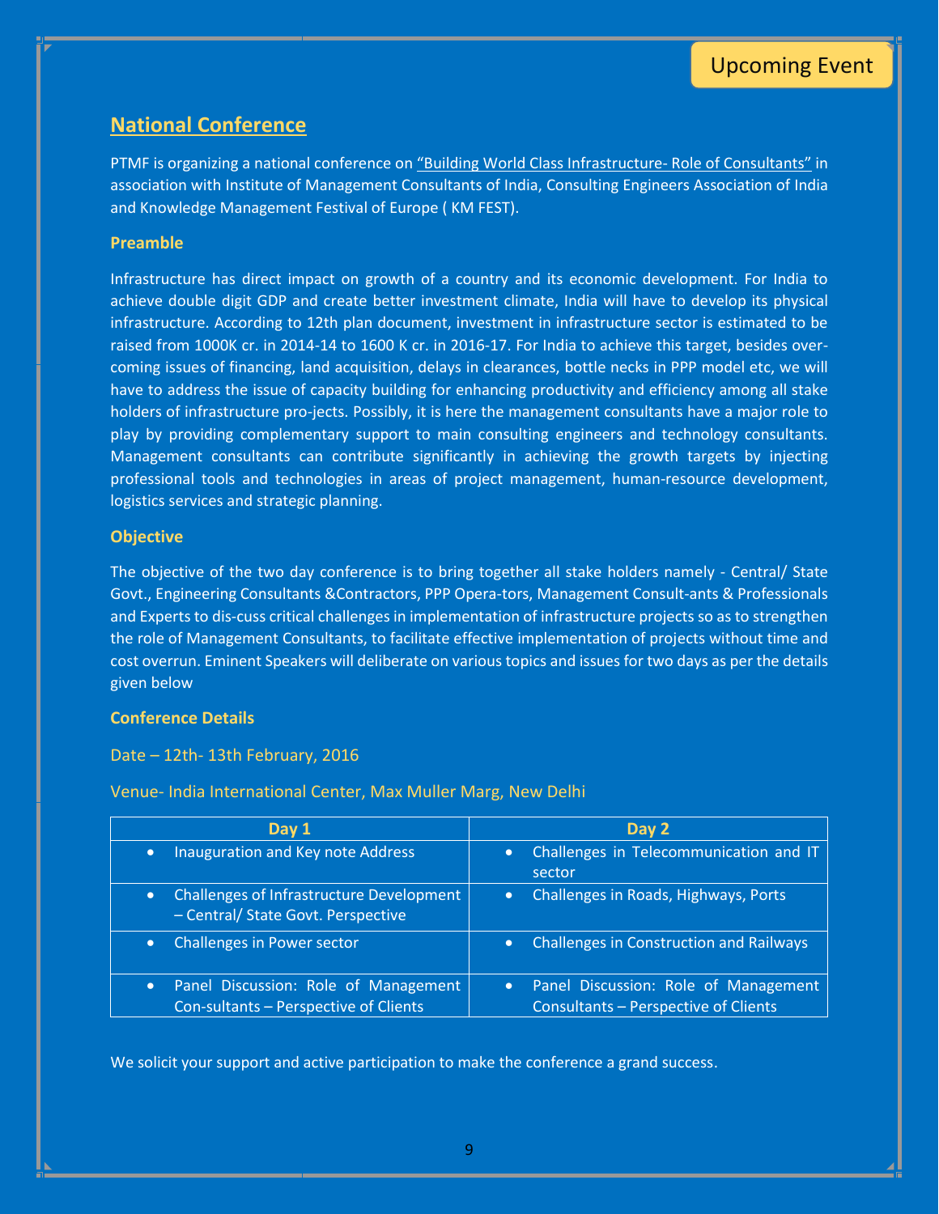Upcoming Event

## National Conference

PTMF is organizing a national conference on "Building World Class Infrastructure- Role of Consultants" in association with Institute of Management Consultants of India, Consulting Engineers Association of India and Knowledge Management Festival of Europe ( KM FEST).

### Preamble

Infrastructure has direct impact on growth of a country and its economic development. For India to achieve double digit GDP and create better investment climate, India will have to develop its physical infrastructure. According to 12th plan document, investment in infrastructure sector is estimated to be raised from 1000K cr. in 2014-14 to 1600 K cr. in 2016-17. For India to achieve this target, besides over-coming issues of financing, land acquisition, delays in clearances, bottle necks in PPP model etc, we will have to address the issue of capacity building for enhancing productivity and efficiency among all stake holders of infrastructure pro-jects. Possibly, it is here the management consultants have a major role to play by providing complementary support to main consulting engineers and technology consultants. Management consultants can contribute significantly in achieving the growth targets by injecting professional tools and technologies in areas of project management, human-resource development, logistics services and strategic planning.

### Objective

The objective of the two day conference is to bring together all stake holders namely - Central/ State Govt., Engineering Consultants &Contractors, PPP Opera-tors, Management Consult-ants & Professionals and Experts to dis-cuss critical challenges in implementation of infrastructure projects so as to strengthen the role of Management Consultants, to facilitate effective implementation of projects without time and cost overrun. Eminent Speakers will deliberate on various topics and issues for two days as per the details given below

### Conference Details

Date – 12th- 13th February, 2016

Venue- India International Center, Max Muller Marg, New Delhi

| Day 1 | Day 2 |
|---|---|
| • Inauguration and Key note Address | • Challenges in Telecommunication and IT sector |
| • Challenges of Infrastructure Development – Central/ State Govt. Perspective | • Challenges in Roads, Highways, Ports |
| • Challenges in Power sector | • Challenges in Construction and Railways |
| • Panel Discussion: Role of Management Con-sultants – Perspective of Clients | • Panel Discussion: Role of Management Consultants – Perspective of Clients |

We solicit your support and active participation to make the conference a grand success.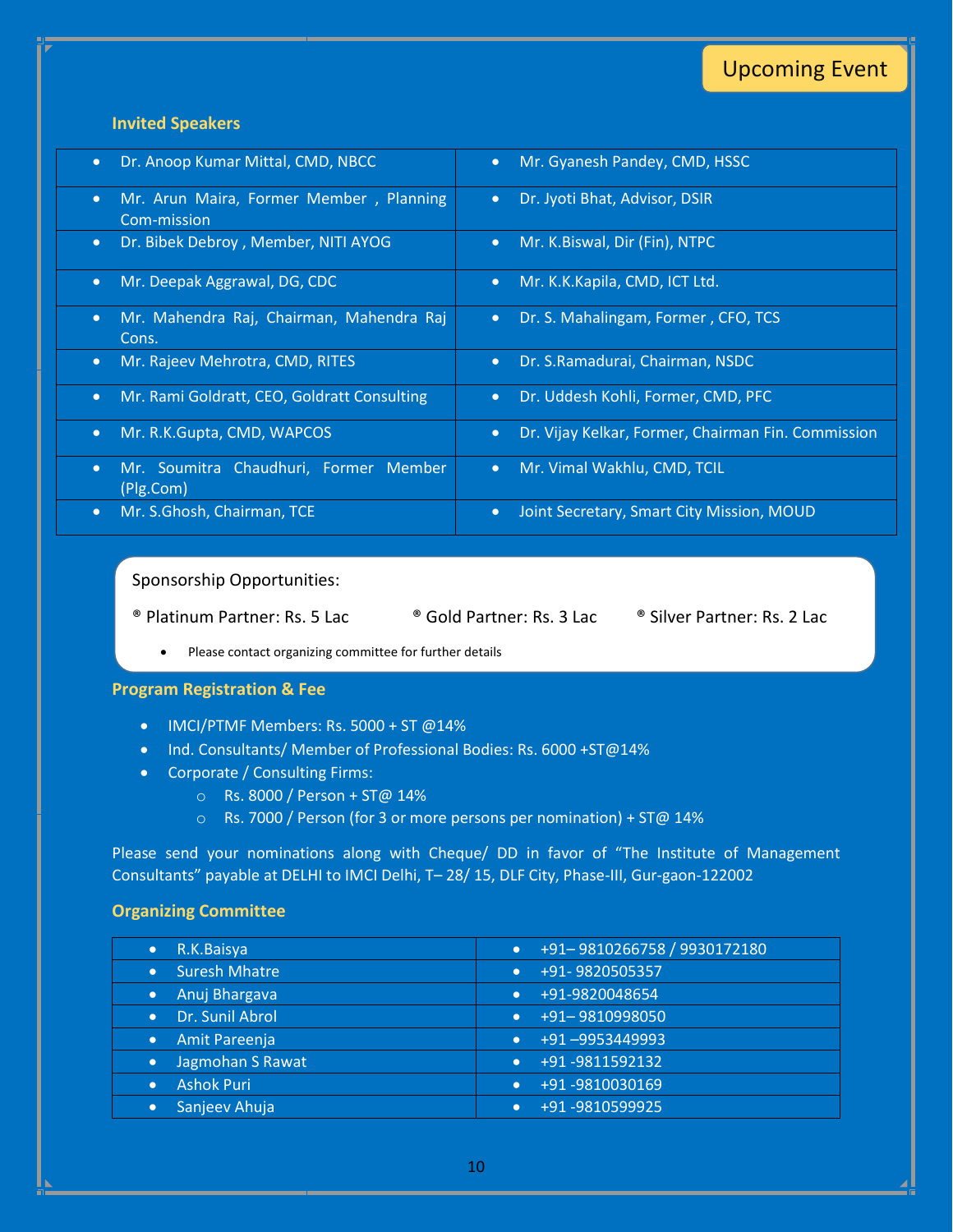Upcoming Event

## Invited Speakers

| | |
|---|---|
| • Dr. Anoop Kumar Mittal, CMD, NBCC | • Mr. Gyanesh Pandey, CMD, HSSC |
| • Mr. Arun Maira, Former Member , Planning Com-mission | • Dr. Jyoti Bhat, Advisor, DSIR |
| • Dr. Bibek Debroy , Member, NITI AYOG | • Mr. K.Biswal, Dir (Fin), NTPC |
| • Mr. Deepak Aggrawal, DG, CDC | • Mr. K.K.Kapila, CMD, ICT Ltd. |
| • Mr. Mahendra Raj, Chairman, Mahendra Raj Cons. | • Dr. S. Mahalingam, Former , CFO, TCS |
| • Mr. Rajeev Mehrotra, CMD, RITES | • Dr. S.Ramadurai, Chairman, NSDC |
| • Mr. Rami Goldratt, CEO, Goldratt Consulting | • Dr. Uddesh Kohli, Former, CMD, PFC |
| • Mr. R.K.Gupta, CMD, WAPCOS | • Dr. Vijay Kelkar, Former, Chairman Fin. Commission |
| • Mr. Soumitra Chaudhuri, Former Member (Plg.Com) | • Mr. Vimal Wakhlu, CMD, TCIL |
| • Mr. S.Ghosh, Chairman, TCE | • Joint Secretary, Smart City Mission, MOUD |

Sponsorship Opportunities:

® Platinum Partner: Rs. 5 Lac ® Gold Partner: Rs. 3 Lac ® Silver Partner: Rs. 2 Lac

- Please contact organizing committee for further details

## Program Registration & Fee

- IMCI/PTMF Members: Rs. 5000 + ST @14%
- Ind. Consultants/ Member of Professional Bodies: Rs. 6000 +ST@14%
- Corporate / Consulting Firms:
  - Rs. 8000 / Person + ST@ 14%
  - Rs. 7000 / Person (for 3 or more persons per nomination) + ST@ 14%

Please send your nominations along with Cheque/ DD in favor of "The Institute of Management Consultants" payable at DELHI to IMCI Delhi, T– 28/ 15, DLF City, Phase-III, Gur-gaon-122002

## Organizing Committee

| | |
|---|---|
| • R.K.Baisya | • +91– 9810266758 / 9930172180 |
| • Suresh Mhatre | • +91- 9820505357 |
| • Anuj Bhargava | • +91-9820048654 |
| • Dr. Sunil Abrol | • +91– 9810998050 |
| • Amit Pareenja | • +91 –9953449993 |
| • Jagmohan S Rawat | • +91 -9811592132 |
| • Ashok Puri | • +91 -9810030169 |
| • Sanjeev Ahuja | • +91 -9810599925 |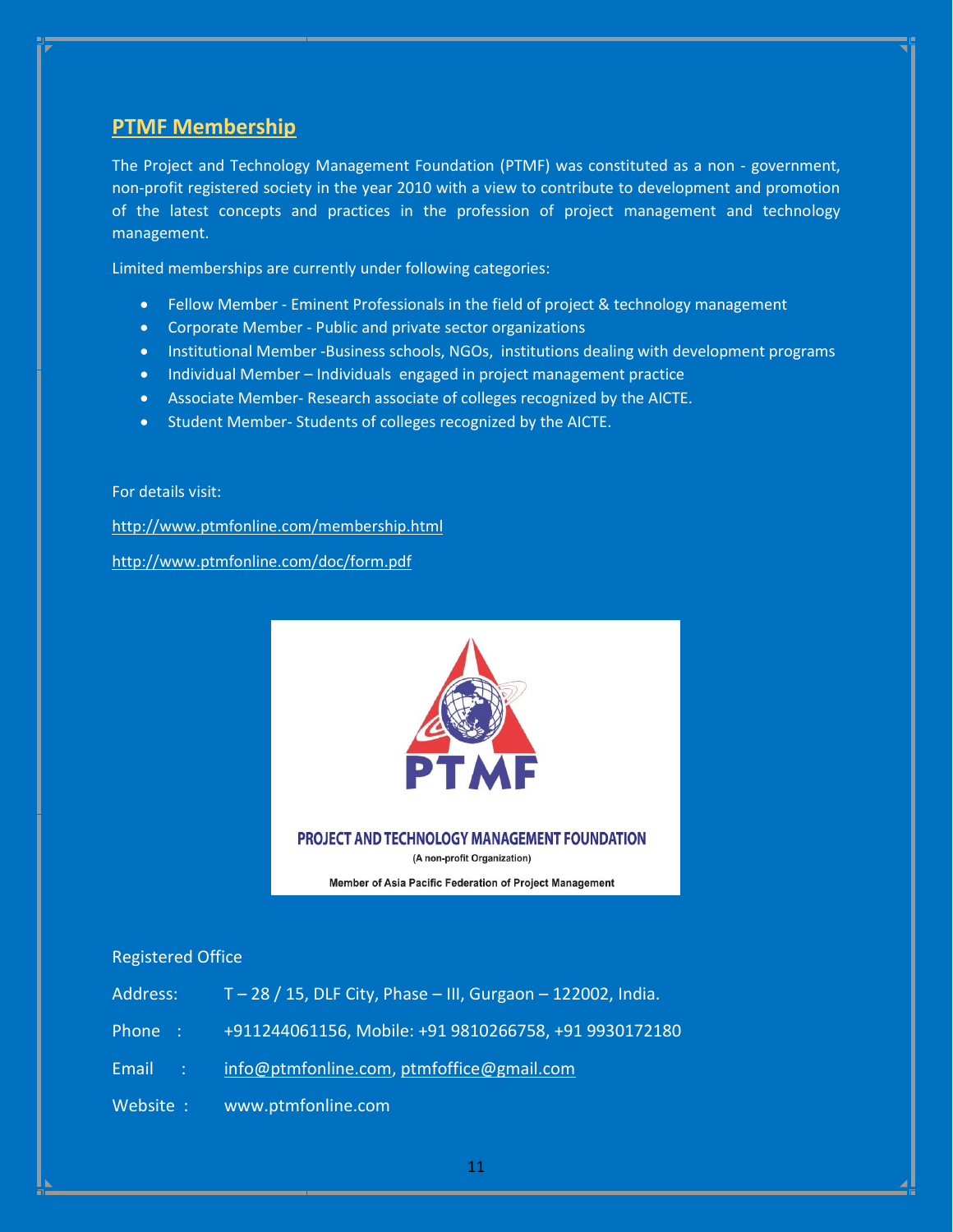## PTMF Membership

The Project and Technology Management Foundation (PTMF) was constituted as a non - government, non-profit registered society in the year 2010 with a view to contribute to development and promotion of the latest concepts and practices in the profession of project management and technology management.

Limited memberships are currently under following categories:

- Fellow Member - Eminent Professionals in the field of project & technology management
- Corporate Member - Public and private sector organizations
- Institutional Member -Business schools, NGOs, institutions dealing with development programs
- Individual Member – Individuals engaged in project management practice
- Associate Member- Research associate of colleges recognized by the AICTE.
- Student Member- Students of colleges recognized by the AICTE.

For details visit:

http://www.ptmfonline.com/membership.html

http://www.ptmfonline.com/doc/form.pdf

PTMF

PROJECT AND TECHNOLOGY MANAGEMENT FOUNDATION

(A non-profit Organization)

Member of Asia Pacific Federation of Project Management

Registered Office

Address: T – 28 / 15, DLF City, Phase – III, Gurgaon – 122002, India.

Phone : +911244061156, Mobile: +91 9810266758, +91 9930172180

Email : info@ptmfonline.com, ptmfoffice@gmail.com

Website : www.ptmfonline.com